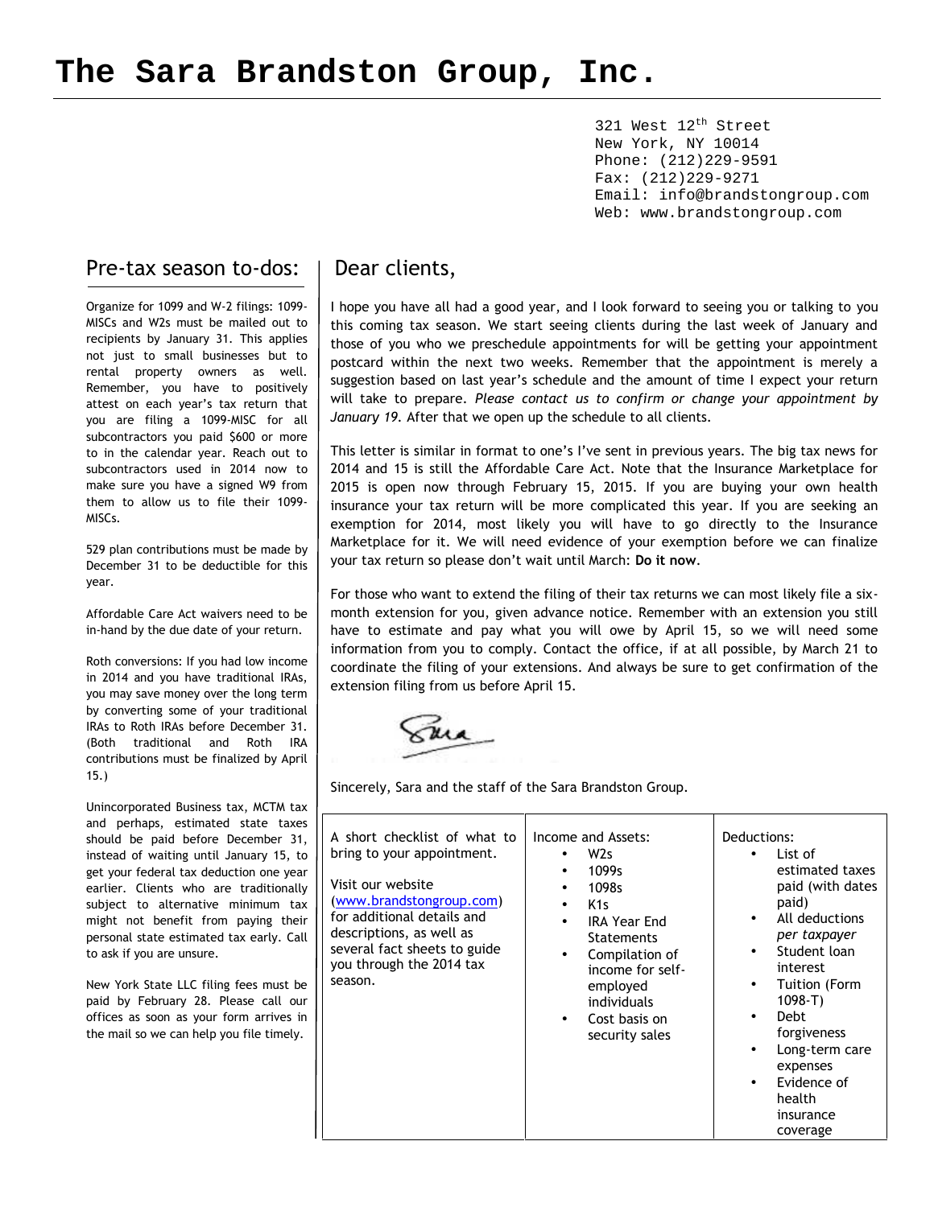# The Sara Brandston Group, Inc.

321 West 12th Street
New York, NY 10014
Phone: (212)229-9591
Fax: (212)229-9271
Email: info@brandstongroup.com
Web: www.brandstongroup.com

## Dear clients,

I hope you have all had a good year, and I look forward to seeing you or talking to you this coming tax season. We start seeing clients during the last week of January and those of you who we preschedule appointments for will be getting your appointment postcard within the next two weeks. Remember that the appointment is merely a suggestion based on last year's schedule and the amount of time I expect your return will take to prepare. *Please contact us to confirm or change your appointment by January 19.* After that we open up the schedule to all clients.

This letter is similar in format to one's I've sent in previous years. The big tax news for 2014 and 15 is still the Affordable Care Act. Note that the Insurance Marketplace for 2015 is open now through February 15, 2015. If you are buying your own health insurance your tax return will be more complicated this year. If you are seeking an exemption for 2014, most likely you will have to go directly to the Insurance Marketplace for it. We will need evidence of your exemption before we can finalize your tax return so please don't wait until March: **Do it now**.

For those who want to extend the filing of their tax returns we can most likely file a six-month extension for you, given advance notice. Remember with an extension you still have to estimate and pay what you will owe by April 15, so we will need some information from you to comply. Contact the office, if at all possible, by March 21 to coordinate the filing of your extensions. And always be sure to get confirmation of the extension filing from us before April 15.

Sincerely, Sara and the staff of the Sara Brandston Group.

| A short checklist of what to bring to your appointment. | Income and Assets: | Deductions: |
|---|---|---|
| Visit our website (www.brandstongroup.com) for additional details and descriptions, as well as several fact sheets to guide you through the 2014 tax season. | • W2s<br>• 1099s<br>• 1098s<br>• K1s<br>• IRA Year End Statements<br>• Compilation of income for self-employed individuals<br>• Cost basis on security sales | • List of estimated taxes paid (with dates paid)<br>• All deductions *per taxpayer*<br>• Student loan interest<br>• Tuition (Form 1098-T)<br>• Debt forgiveness<br>• Long-term care expenses<br>• Evidence of health insurance coverage |

## Pre-tax season to-dos:

Organize for 1099 and W-2 filings: 1099-MISCs and W2s must be mailed out to recipients by January 31. This applies not just to small businesses but to rental property owners as well. Remember, you have to positively attest on each year's tax return that you are filing a 1099-MISC for all subcontractors you paid $600 or more to in the calendar year. Reach out to subcontractors used in 2014 now to make sure you have a signed W9 from them to allow us to file their 1099-MISCs.

529 plan contributions must be made by December 31 to be deductible for this year.

Affordable Care Act waivers need to be in-hand by the due date of your return.

Roth conversions: If you had low income in 2014 and you have traditional IRAs, you may save money over the long term by converting some of your traditional IRAs to Roth IRAs before December 31. (Both traditional and Roth IRA contributions must be finalized by April 15.)

Unincorporated Business tax, MCTM tax and perhaps, estimated state taxes should be paid before December 31, instead of waiting until January 15, to get your federal tax deduction one year earlier. Clients who are traditionally subject to alternative minimum tax might not benefit from paying their personal state estimated tax early. Call to ask if you are unsure.

New York State LLC filing fees must be paid by February 28. Please call our offices as soon as your form arrives in the mail so we can help you file timely.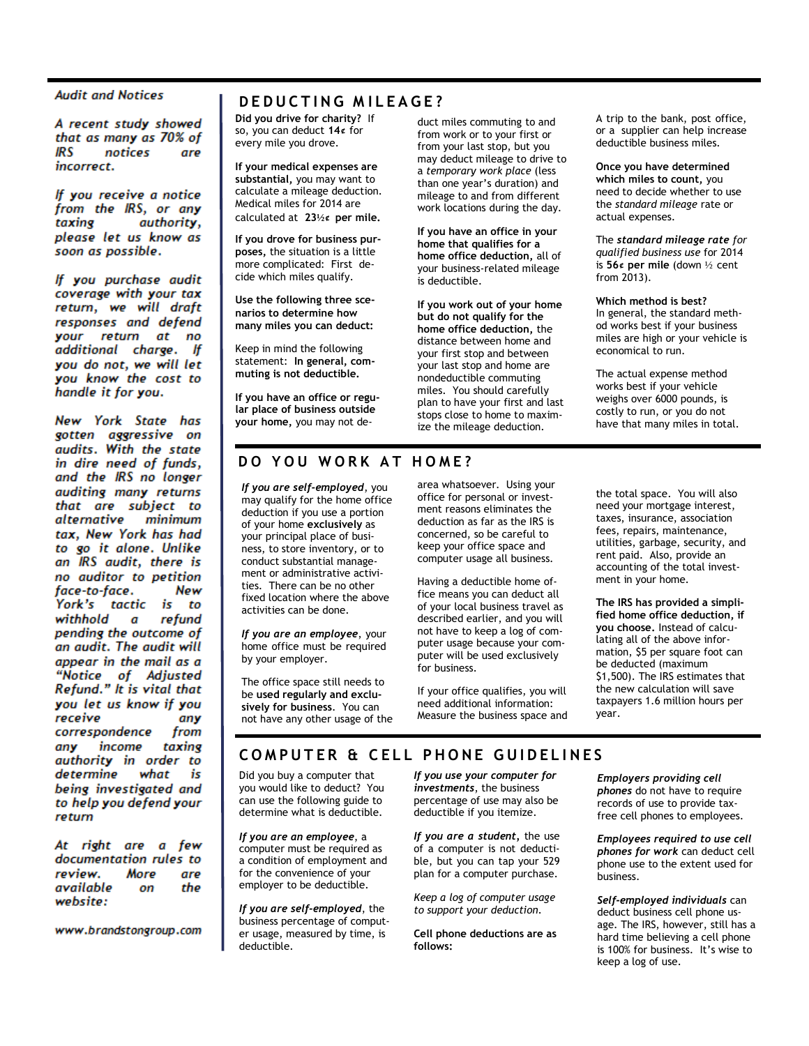### *Audit and Notices*

*A recent study showed that as many as 70% of IRS notices are incorrect.*

*If you receive a notice from the IRS, or any taxing authority, please let us know as soon as possible.*

*If you purchase audit coverage with your tax return, we will draft responses and defend your return at no additional charge. If you do not, we will let you know the cost to handle it for you.*

*New York State has gotten aggressive on audits. With the state in dire need of funds, and the IRS no longer auditing many returns that are subject to alternative minimum tax, New York has had to go it alone. Unlike an IRS audit, there is no auditor to petition face-to-face. New York's tactic is to withhold a refund pending the outcome of an audit. The audit will appear in the mail as a "Notice of Adjusted Refund." It is vital that you let us know if you receive any correspondence from any income taxing authority in order to determine what is being investigated and to help you defend your return*

*At right are a few documentation rules to review. More are available on the website:*

*www.brandstongroup.com*

## DEDUCTING MILEAGE?

**Did you drive for charity?** If so, you can deduct **14¢** for every mile you drove.

**If your medical expenses are substantial,** you may want to calculate a mileage deduction. Medical miles for 2014 are calculated at **23½¢ per mile.**

**If you drove for business purposes,** the situation is a little more complicated: First decide which miles qualify.

**Use the following three scenarios to determine how many miles you can deduct:**

Keep in mind the following statement: **In general, commuting is not deductible.**

**If you have an office or regular place of business outside your home,** you may not deduct miles commuting to and from work or to your first or from your last stop, but you may deduct mileage to drive to a *temporary work place* (less than one year's duration) and mileage to and from different work locations during the day.

**If you have an office in your home that qualifies for a home office deduction,** all of your business-related mileage is deductible.

**If you work out of your home but do not qualify for the home office deduction,** the distance between home and your first stop and between your last stop and home are nondeductible commuting miles. You should carefully plan to have your first and last stops close to home to maximize the mileage deduction.

A trip to the bank, post office, or a supplier can help increase deductible business miles.

**Once you have determined which miles to count,** you need to decide whether to use the *standard mileage* rate or actual expenses.

The ***standard mileage rate*** *for qualified business use* for 2014 is **56¢ per mile** (down ½ cent from 2013).

**Which method is best?**
In general, the standard method works best if your business miles are high or your vehicle is economical to run.

The actual expense method works best if your vehicle weighs over 6000 pounds, is costly to run, or you do not have that many miles in total.

## DO YOU WORK AT HOME?

***If you are self-employed***, you may qualify for the home office deduction if you use a portion of your home **exclusively** as your principal place of business, to store inventory, or to conduct substantial management or administrative activities. There can be no other fixed location where the above activities can be done.

***If you are an employee***, your home office must be required by your employer.

The office space still needs to be **used regularly and exclusively for business**. You can not have any other usage of the area whatsoever. Using your office for personal or investment reasons eliminates the deduction as far as the IRS is concerned, so be careful to keep your office space and computer usage all business.

Having a deductible home office means you can deduct all of your local business travel as described earlier, and you will not have to keep a log of computer usage because your computer will be used exclusively for business.

If your office qualifies, you will need additional information: Measure the business space and the total space. You will also need your mortgage interest, taxes, insurance, association fees, repairs, maintenance, utilities, garbage, security, and rent paid. Also, provide an accounting of the total investment in your home.

**The IRS has provided a simplified home office deduction, if you choose.** Instead of calculating all of the above information, $5 per square foot can be deducted (maximum $1,500). The IRS estimates that the new calculation will save taxpayers 1.6 million hours per year.

## COMPUTER & CELL PHONE GUIDELINES

Did you buy a computer that you would like to deduct? You can use the following guide to determine what is deductible.

***If you are an employee***, a computer must be required as a condition of employment and for the convenience of your employer to be deductible.

***If you are self-employed***, the business percentage of computer usage, measured by time, is deductible.

***If you use your computer for investments***, the business percentage of use may also be deductible if you itemize.

***If you are a student,*** the use of a computer is not deductible, but you can tap your 529 plan for a computer purchase.

*Keep a log of computer usage to support your deduction.*

**Cell phone deductions are as follows:**

***Employers providing cell phones*** do not have to require records of use to provide tax-free cell phones to employees.

***Employees required to use cell phones for work*** can deduct cell phone use to the extent used for business.

***Self-employed individuals*** can deduct business cell phone usage. The IRS, however, still has a hard time believing a cell phone is 100% for business. It's wise to keep a log of use.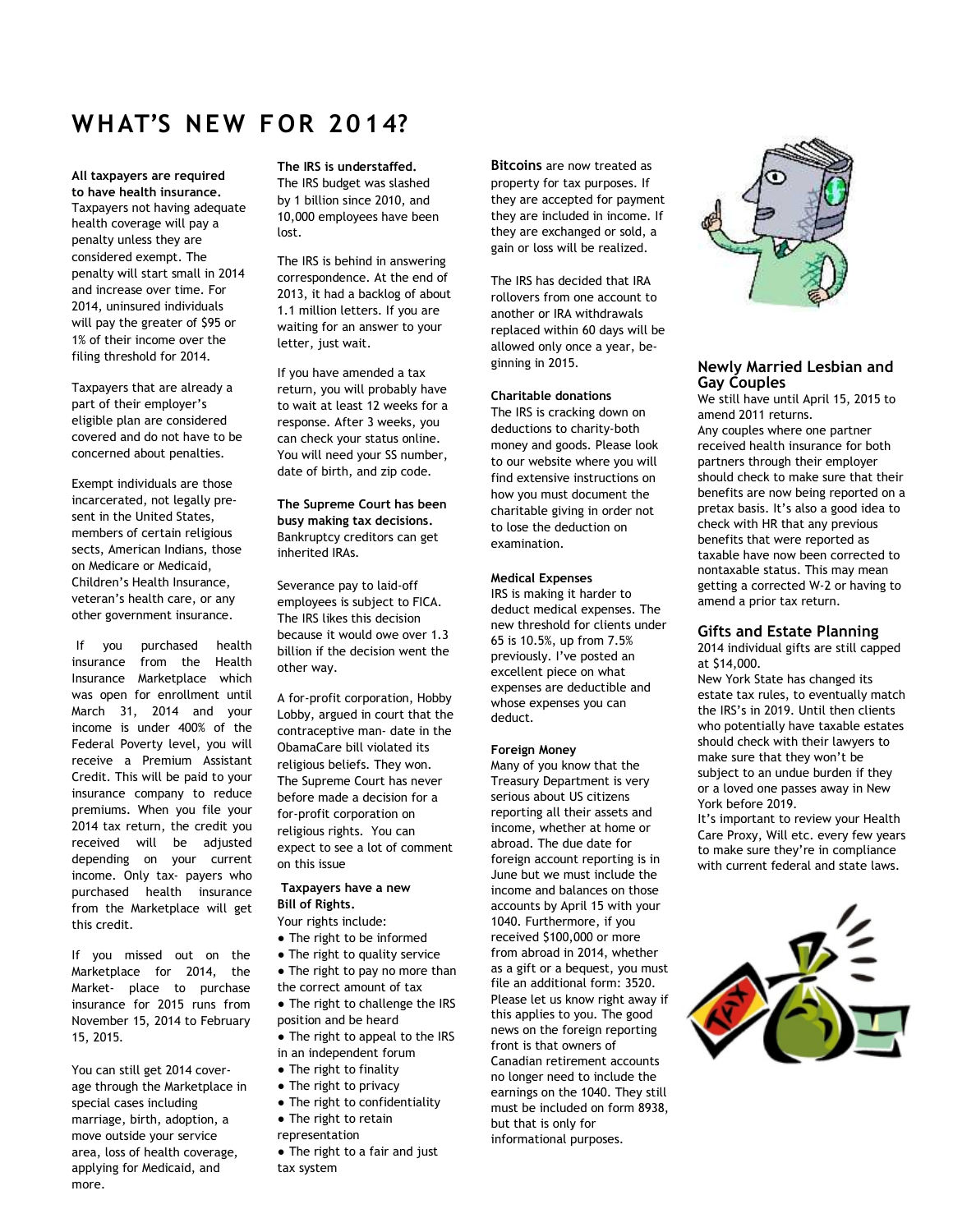# WHAT'S NEW FOR 2014?

**All taxpayers are required to have health insurance.** Taxpayers not having adequate health coverage will pay a penalty unless they are considered exempt. The penalty will start small in 2014 and increase over time. For 2014, uninsured individuals will pay the greater of $95 or 1% of their income over the filing threshold for 2014.

Taxpayers that are already a part of their employer's eligible plan are considered covered and do not have to be concerned about penalties.

Exempt individuals are those incarcerated, not legally present in the United States, members of certain religious sects, American Indians, those on Medicare or Medicaid, Children's Health Insurance, veteran's health care, or any other government insurance.

If you purchased health insurance from the Health Insurance Marketplace which was open for enrollment until March 31, 2014 and your income is under 400% of the Federal Poverty level, you will receive a Premium Assistant Credit. This will be paid to your insurance company to reduce premiums. When you file your 2014 tax return, the credit you received will be adjusted depending on your current income. Only tax- payers who purchased health insurance from the Marketplace will get this credit.

If you missed out on the Marketplace for 2014, the Market- place to purchase insurance for 2015 runs from November 15, 2014 to February 15, 2015.

You can still get 2014 cover- age through the Marketplace in special cases including marriage, birth, adoption, a move outside your service area, loss of health coverage, applying for Medicaid, and more.

**The IRS is understaffed.** The IRS budget was slashed by 1 billion since 2010, and 10,000 employees have been lost.

The IRS is behind in answering correspondence. At the end of 2013, it had a backlog of about 1.1 million letters. If you are waiting for an answer to your letter, just wait.

If you have amended a tax return, you will probably have to wait at least 12 weeks for a response. After 3 weeks, you can check your status online. You will need your SS number, date of birth, and zip code.

**The Supreme Court has been busy making tax decisions.** Bankruptcy creditors can get inherited IRAs.

Severance pay to laid-off employees is subject to FICA. The IRS likes this decision because it would owe over 1.3 billion if the decision went the other way.

A for-profit corporation, Hobby Lobby, argued in court that the contraceptive man- date in the ObamaCare bill violated its religious beliefs. They won. The Supreme Court has never before made a decision for a for-profit corporation on religious rights. You can expect to see a lot of comment on this issue

**Taxpayers have a new Bill of Rights.**

Your rights include:

- The right to be informed
- The right to quality service
- The right to pay no more than the correct amount of tax
- The right to challenge the IRS position and be heard
- The right to appeal to the IRS in an independent forum
- The right to finality
- The right to privacy
- The right to confidentiality
- The right to retain representation
- The right to a fair and just tax system

**Bitcoins** are now treated as property for tax purposes. If they are accepted for payment they are included in income. If they are exchanged or sold, a gain or loss will be realized.

The IRS has decided that IRA rollovers from one account to another or IRA withdrawals replaced within 60 days will be allowed only once a year, be- ginning in 2015.

**Charitable donations**

The IRS is cracking down on deductions to charity-both money and goods. Please look to our website where you will find extensive instructions on how you must document the charitable giving in order not to lose the deduction on examination.

**Medical Expenses**

IRS is making it harder to deduct medical expenses. The new threshold for clients under 65 is 10.5%, up from 7.5% previously. I've posted an excellent piece on what expenses are deductible and whose expenses you can deduct.

**Foreign Money**

Many of you know that the Treasury Department is very serious about US citizens reporting all their assets and income, whether at home or abroad. The due date for foreign account reporting is in June but we must include the income and balances on those accounts by April 15 with your 1040. Furthermore, if you received $100,000 or more from abroad in 2014, whether as a gift or a bequest, you must file an additional form: 3520. Please let us know right away if this applies to you. The good news on the foreign reporting front is that owners of Canadian retirement accounts no longer need to include the earnings on the 1040. They still must be included on form 8938, but that is only for informational purposes.

## Newly Married Lesbian and Gay Couples

We still have until April 15, 2015 to amend 2011 returns.

Any couples where one partner received health insurance for both partners through their employer should check to make sure that their benefits are now being reported on a pretax basis. It's also a good idea to check with HR that any previous benefits that were reported as taxable have now been corrected to nontaxable status. This may mean getting a corrected W-2 or having to amend a prior tax return.

## Gifts and Estate Planning

2014 individual gifts are still capped at $14,000.

New York State has changed its estate tax rules, to eventually match the IRS's in 2019. Until then clients who potentially have taxable estates should check with their lawyers to make sure that they won't be subject to an undue burden if they or a loved one passes away in New York before 2019.

It's important to review your Health Care Proxy, Will etc. every few years to make sure they're in compliance with current federal and state laws.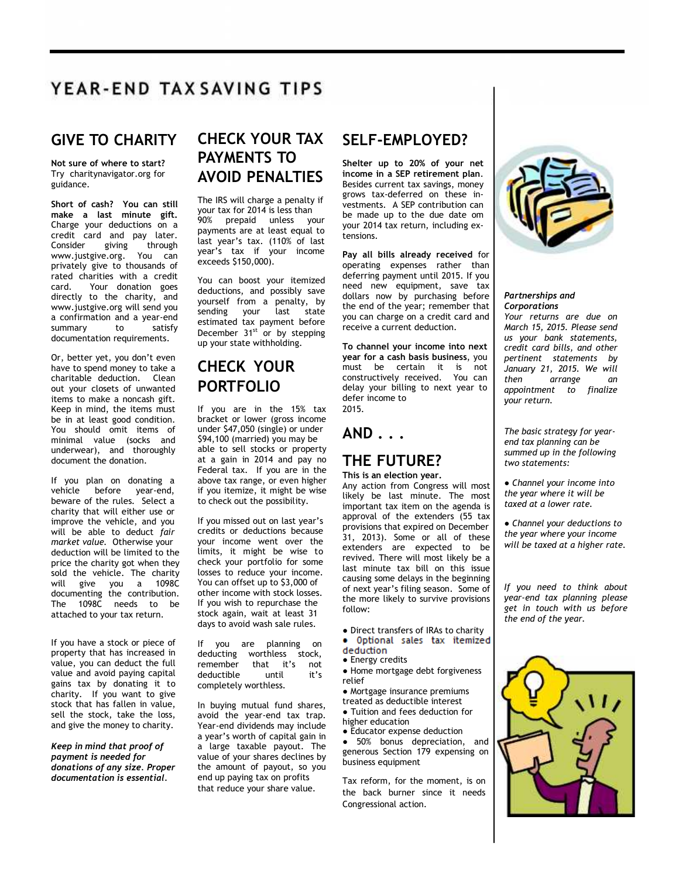# YEAR-END TAX SAVING TIPS

## GIVE TO CHARITY

**Not sure of where to start?** Try charitynavigator.org for guidance.

**Short of cash? You can still make a last minute gift.** Charge your deductions on a credit card and pay later. Consider giving through www.justgive.org. You can privately give to thousands of rated charities with a credit card. Your donation goes directly to the charity, and www.justgive.org will send you a confirmation and a year-end summary to satisfy documentation requirements.

Or, better yet, you don't even have to spend money to take a charitable deduction. Clean out your closets of unwanted items to make a noncash gift. Keep in mind, the items must be in at least good condition. You should omit items of minimal value (socks and underwear), and thoroughly document the donation.

If you plan on donating a vehicle before year-end, beware of the rules. Select a charity that will either use or improve the vehicle, and you will be able to deduct *fair market value.* Otherwise your deduction will be limited to the price the charity got when they sold the vehicle. The charity will give you a 1098C documenting the contribution. The 1098C needs to be attached to your tax return.

If you have a stock or piece of property that has increased in value, you can deduct the full value and avoid paying capital gains tax by donating it to charity. If you want to give stock that has fallen in value, sell the stock, take the loss, and give the money to charity.

***Keep in mind that proof of payment is needed for donations of any size. Proper documentation is essential.***

## CHECK YOUR TAX PAYMENTS TO AVOID PENALTIES

The IRS will charge a penalty if your tax for 2014 is less than 90% prepaid unless your payments are at least equal to last year's tax. (110% of last year's tax if your income exceeds $150,000).

You can boost your itemized deductions, and possibly save yourself from a penalty, by sending your last state estimated tax payment before December 31st or by stepping up your state withholding.

## CHECK YOUR PORTFOLIO

If you are in the 15% tax bracket or lower (gross income under $47,050 (single) or under $94,100 (married) you may be able to sell stocks or property at a gain in 2014 and pay no Federal tax. If you are in the above tax range, or even higher if you itemize, it might be wise to check out the possibility.

If you missed out on last year's credits or deductions because your income went over the limits, it might be wise to check your portfolio for some losses to reduce your income. You can offset up to $3,000 of other income with stock losses. If you wish to repurchase the stock again, wait at least 31 days to avoid wash sale rules.

If you are planning on deducting worthless stock, remember that it's not deductible until it's completely worthless.

In buying mutual fund shares, avoid the year-end tax trap. Year-end dividends may include a year's worth of capital gain in a large taxable payout. The value of your shares declines by the amount of payout, so you end up paying tax on profits that reduce your share value.

## SELF-EMPLOYED?

**Shelter up to 20% of your net income in a SEP retirement plan**. Besides current tax savings, money grows tax-deferred on these investments. A SEP contribution can be made up to the due date om your 2014 tax return, including extensions.

**Pay all bills already received** for operating expenses rather than deferring payment until 2015. If you need new equipment, save tax dollars now by purchasing before the end of the year; remember that you can charge on a credit card and receive a current deduction.

**To channel your income into next year for a cash basis business**, you must be certain it is not constructively received. You can delay your billing to next year to defer income to 2015.

## AND . . .

## THE FUTURE?

**This is an election year.**

Any action from Congress will most likely be last minute. The most important tax item on the agenda is approval of the extenders (55 tax provisions that expired on December 31, 2013). Some or all of these extenders are expected to be revived. There will most likely be a last minute tax bill on this issue causing some delays in the beginning of next year's filing season. Some of the more likely to survive provisions follow:

- Direct transfers of IRAs to charity
- Optional sales tax itemized deduction
- Energy credits
- Home mortgage debt forgiveness relief
- Mortgage insurance premiums treated as deductible interest
- Tuition and fees deduction for higher education
- Educator expense deduction
- 50% bonus depreciation, and generous Section 179 expensing on business equipment

Tax reform, for the moment, is on the back burner since it needs Congressional action.

***Partnerships and Corporations***

*Your returns are due on March 15, 2015. Please send us your bank statements, credit card bills, and other pertinent statements by January 21, 2015. We will then arrange an appointment to finalize your return.*

*The basic strategy for year-end tax planning can be summed up in the following two statements:*

- *Channel your income into the year where it will be taxed at a lower rate.*
- *Channel your deductions to the year where your income will be taxed at a higher rate.*

*If you need to think about year-end tax planning please get in touch with us before the end of the year.*